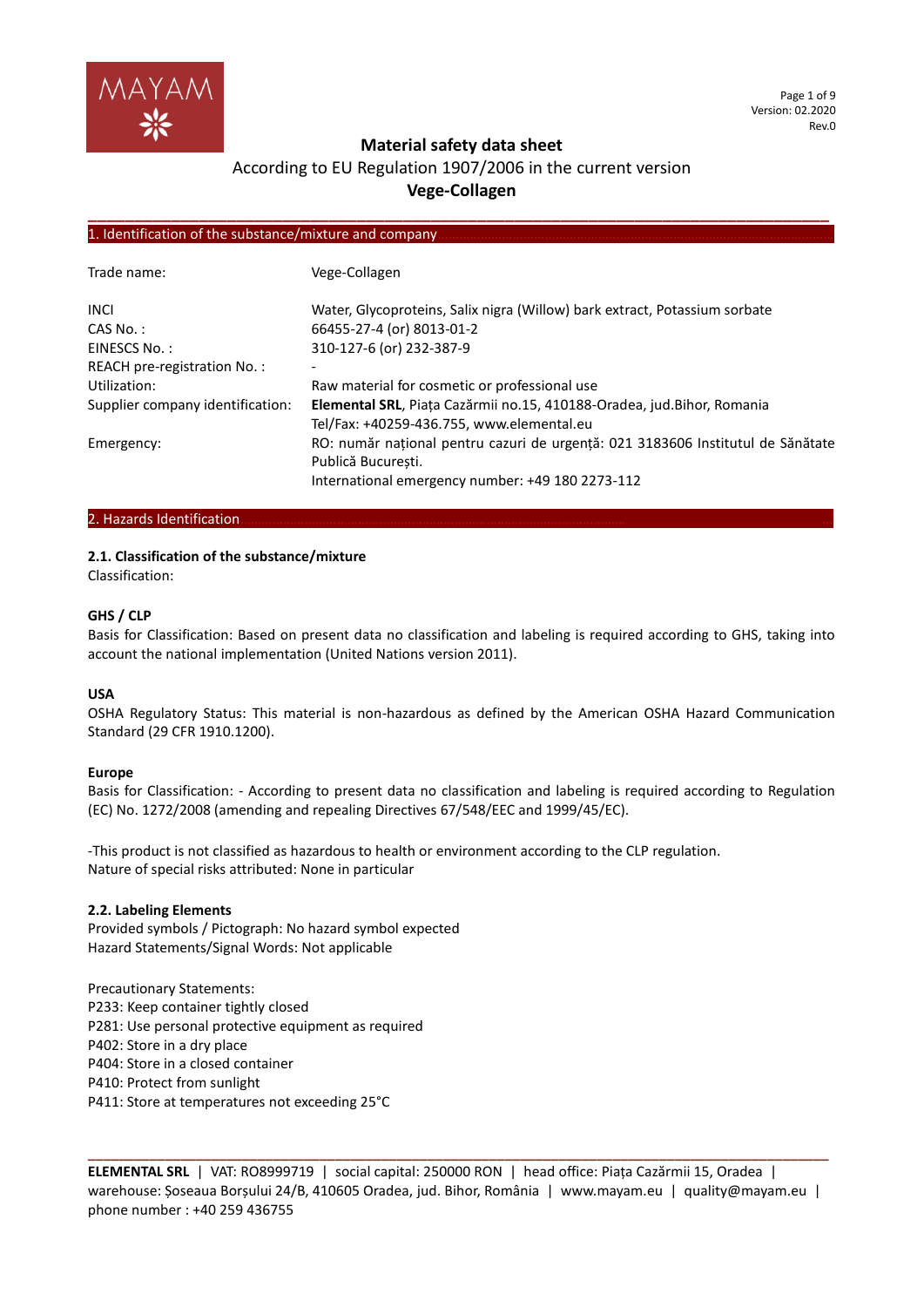# Material safety data sheet

According to EU Regulation 1907/2006 in the current version

**Vege-Collagen**

## 1. Identification of the substance/mixture and company

| | |
|---|---|
| Trade name: | Vege-Collagen |
| INCI | Water, Glycoproteins, Salix nigra (Willow) bark extract, Potassium sorbate |
| CAS No. : | 66455-27-4 (or) 8013-01-2 |
| EINESCS No. : | 310-127-6 (or) 232-387-9 |
| REACH pre-registration No. : | - |
| Utilization: | Raw material for cosmetic or professional use |
| Supplier company identification: | **Elemental SRL**, Piața Cazărmii no.15, 410188-Oradea, jud.Bihor, Romania<br>Tel/Fax: +40259-436.755, www.elemental.eu |
| Emergency: | RO: număr național pentru cazuri de urgență: 021 3183606 Institutul de Sănătate Publică București.<br>International emergency number: +49 180 2273-112 |

## 2. Hazards Identification

### 2.1. Classification of the substance/mixture

Classification:

**GHS / CLP**

Basis for Classification: Based on present data no classification and labeling is required according to GHS, taking into account the national implementation (United Nations version 2011).

**USA**

OSHA Regulatory Status: This material is non-hazardous as defined by the American OSHA Hazard Communication Standard (29 CFR 1910.1200).

**Europe**

Basis for Classification: - According to present data no classification and labeling is required according to Regulation (EC) No. 1272/2008 (amending and repealing Directives 67/548/EEC and 1999/45/EC).

-This product is not classified as hazardous to health or environment according to the CLP regulation.
Nature of special risks attributed: None in particular

### 2.2. Labeling Elements

Provided symbols / Pictograph: No hazard symbol expected
Hazard Statements/Signal Words: Not applicable

Precautionary Statements:
P233: Keep container tightly closed
P281: Use personal protective equipment as required
P402: Store in a dry place
P404: Store in a closed container
P410: Protect from sunlight
P411: Store at temperatures not exceeding 25°C

**ELEMENTAL SRL** | VAT: RO8999719 | social capital: 250000 RON | head office: Piața Cazărmii 15, Oradea | warehouse: Șoseaua Borșului 24/B, 410605 Oradea, jud. Bihor, România | www.mayam.eu | quality@mayam.eu | phone number : +40 259 436755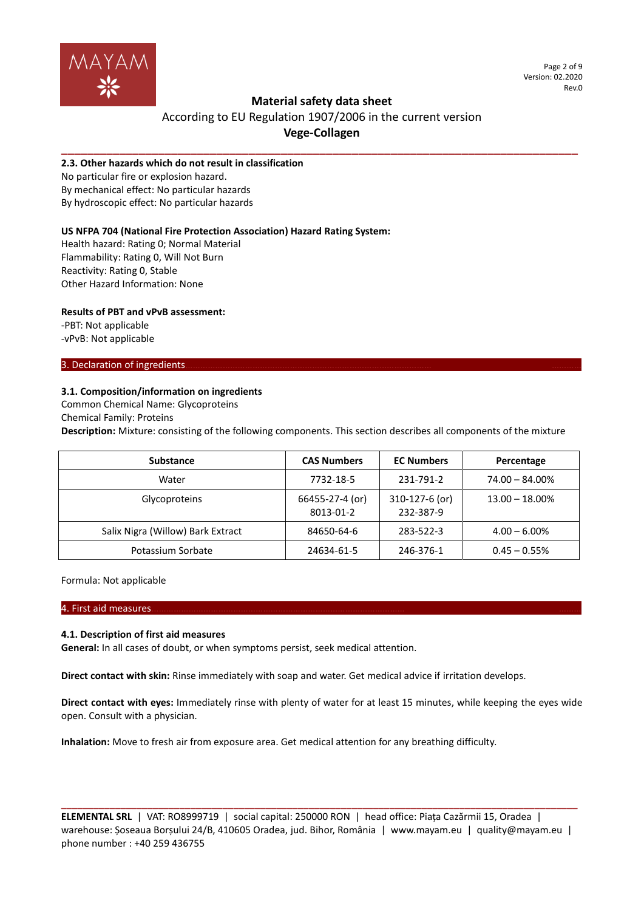### 2.3. Other hazards which do not result in classification

No particular fire or explosion hazard.
By mechanical effect: No particular hazards
By hydroscopic effect: No particular hazards

**US NFPA 704 (National Fire Protection Association) Hazard Rating System:**

Health hazard: Rating 0; Normal Material
Flammability: Rating 0, Will Not Burn
Reactivity: Rating 0, Stable
Other Hazard Information: None

**Results of PBT and vPvB assessment:**

-PBT: Not applicable
-vPvB: Not applicable

## 3. Declaration of ingredients

### 3.1. Composition/information on ingredients

Common Chemical Name: Glycoproteins
Chemical Family: Proteins
**Description:** Mixture: consisting of the following components. This section describes all components of the mixture

| Substance | CAS Numbers | EC Numbers | Percentage |
|---|---|---|---|
| Water | 7732-18-5 | 231-791-2 | 74.00 – 84.00% |
| Glycoproteins | 66455-27-4 (or) 8013-01-2 | 310-127-6 (or) 232-387-9 | 13.00 – 18.00% |
| Salix Nigra (Willow) Bark Extract | 84650-64-6 | 283-522-3 | 4.00 – 6.00% |
| Potassium Sorbate | 24634-61-5 | 246-376-1 | 0.45 – 0.55% |

Formula: Not applicable

## 4. First aid measures

### 4.1. Description of first aid measures

**General:** In all cases of doubt, or when symptoms persist, seek medical attention.

**Direct contact with skin:** Rinse immediately with soap and water. Get medical advice if irritation develops.

**Direct contact with eyes:** Immediately rinse with plenty of water for at least 15 minutes, while keeping the eyes wide open. Consult with a physician.

**Inhalation:** Move to fresh air from exposure area. Get medical attention for any breathing difficulty.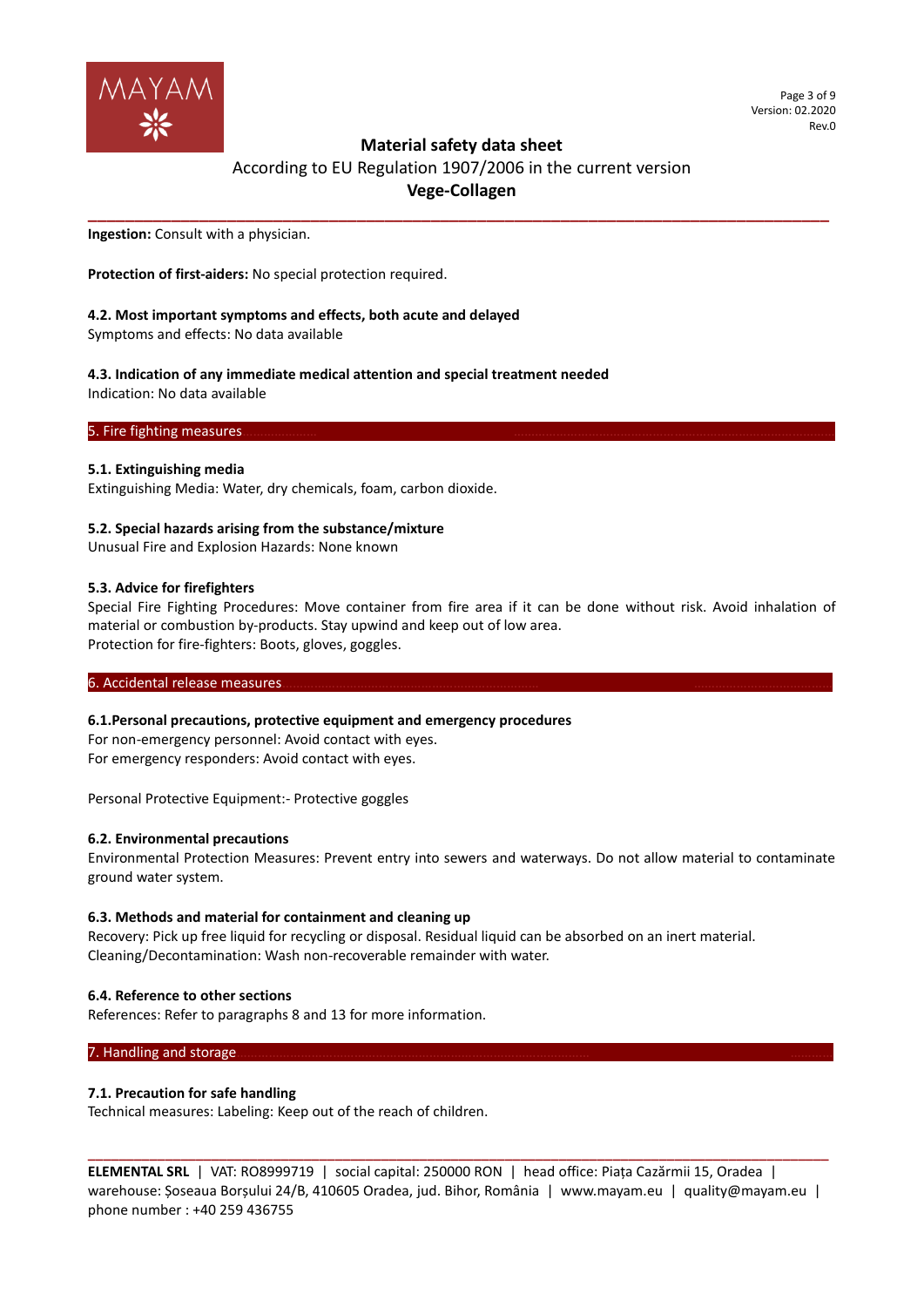**Ingestion:** Consult with a physician.

**Protection of first-aiders:** No special protection required.

### 4.2. Most important symptoms and effects, both acute and delayed

Symptoms and effects: No data available

### 4.3. Indication of any immediate medical attention and special treatment needed

Indication: No data available

## 5. Fire fighting measures

### 5.1. Extinguishing media

Extinguishing Media: Water, dry chemicals, foam, carbon dioxide.

### 5.2. Special hazards arising from the substance/mixture

Unusual Fire and Explosion Hazards: None known

### 5.3. Advice for firefighters

Special Fire Fighting Procedures: Move container from fire area if it can be done without risk. Avoid inhalation of material or combustion by-products. Stay upwind and keep out of low area.
Protection for fire-fighters: Boots, gloves, goggles.

## 6. Accidental release measures

### 6.1.Personal precautions, protective equipment and emergency procedures

For non-emergency personnel: Avoid contact with eyes.
For emergency responders: Avoid contact with eyes.

Personal Protective Equipment:- Protective goggles

### 6.2. Environmental precautions

Environmental Protection Measures: Prevent entry into sewers and waterways. Do not allow material to contaminate ground water system.

### 6.3. Methods and material for containment and cleaning up

Recovery: Pick up free liquid for recycling or disposal. Residual liquid can be absorbed on an inert material.
Cleaning/Decontamination: Wash non-recoverable remainder with water.

### 6.4. Reference to other sections

References: Refer to paragraphs 8 and 13 for more information.

## 7. Handling and storage

### 7.1. Precaution for safe handling

Technical measures: Labeling: Keep out of the reach of children.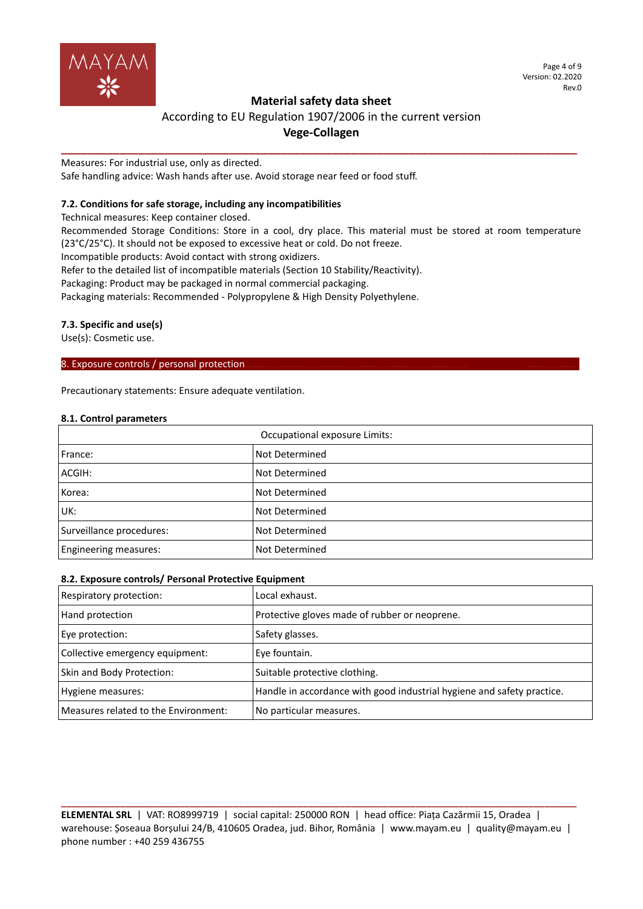Measures: For industrial use, only as directed.
Safe handling advice: Wash hands after use. Avoid storage near feed or food stuff.

### 7.2. Conditions for safe storage, including any incompatibilities

Technical measures: Keep container closed.
Recommended Storage Conditions: Store in a cool, dry place. This material must be stored at room temperature (23°C/25°C). It should not be exposed to excessive heat or cold. Do not freeze.
Incompatible products: Avoid contact with strong oxidizers.
Refer to the detailed list of incompatible materials (Section 10 Stability/Reactivity).
Packaging: Product may be packaged in normal commercial packaging.
Packaging materials: Recommended - Polypropylene & High Density Polyethylene.

### 7.3. Specific and use(s)

Use(s): Cosmetic use.

## 8. Exposure controls / personal protection

Precautionary statements: Ensure adequate ventilation.

### 8.1. Control parameters

| Occupational exposure Limits: | |
|---|---|
| France: | Not Determined |
| ACGIH: | Not Determined |
| Korea: | Not Determined |
| UK: | Not Determined |
| Surveillance procedures: | Not Determined |
| Engineering measures: | Not Determined |

### 8.2. Exposure controls/ Personal Protective Equipment

| | |
|---|---|
| Respiratory protection: | Local exhaust. |
| Hand protection | Protective gloves made of rubber or neoprene. |
| Eye protection: | Safety glasses. |
| Collective emergency equipment: | Eye fountain. |
| Skin and Body Protection: | Suitable protective clothing. |
| Hygiene measures: | Handle in accordance with good industrial hygiene and safety practice. |
| Measures related to the Environment: | No particular measures. |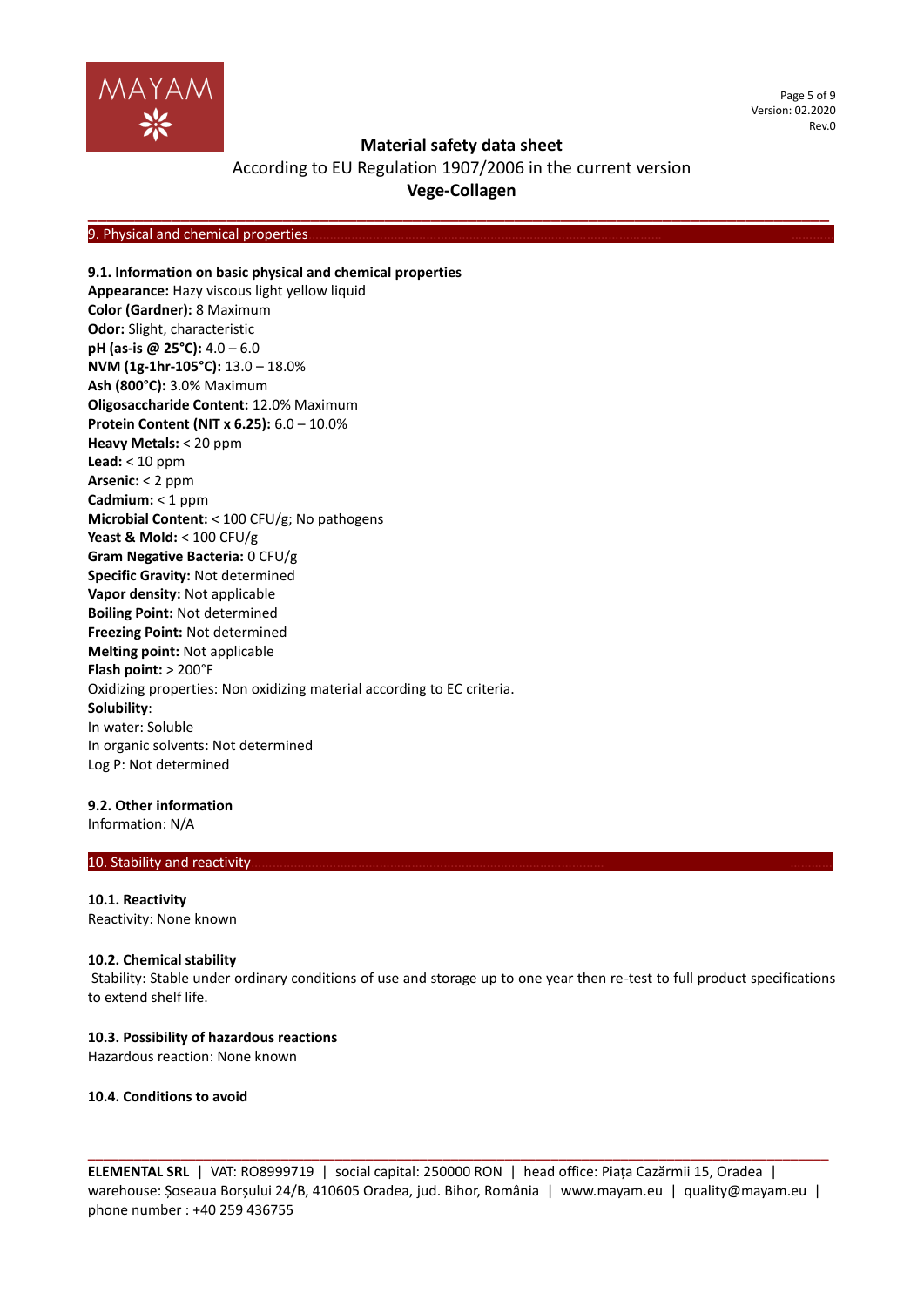## 9. Physical and chemical properties

### 9.1. Information on basic physical and chemical properties

**Appearance:** Hazy viscous light yellow liquid
**Color (Gardner):** 8 Maximum
**Odor:** Slight, characteristic
**pH (as-is @ 25°C):** 4.0 – 6.0
**NVM (1g-1hr-105°C):** 13.0 – 18.0%
**Ash (800°C):** 3.0% Maximum
**Oligosaccharide Content:** 12.0% Maximum
**Protein Content (NIT x 6.25):** 6.0 – 10.0%
**Heavy Metals:** < 20 ppm
**Lead:** < 10 ppm
**Arsenic:** < 2 ppm
**Cadmium:** < 1 ppm
**Microbial Content:** < 100 CFU/g; No pathogens
**Yeast & Mold:** < 100 CFU/g
**Gram Negative Bacteria:** 0 CFU/g
**Specific Gravity:** Not determined
**Vapor density:** Not applicable
**Boiling Point:** Not determined
**Freezing Point:** Not determined
**Melting point:** Not applicable
**Flash point:** > 200°F
Oxidizing properties: Non oxidizing material according to EC criteria.
**Solubility**:
In water: Soluble
In organic solvents: Not determined
Log P: Not determined

### 9.2. Other information

Information: N/A

## 10. Stability and reactivity

### 10.1. Reactivity

Reactivity: None known

### 10.2. Chemical stability

Stability: Stable under ordinary conditions of use and storage up to one year then re-test to full product specifications to extend shelf life.

### 10.3. Possibility of hazardous reactions

Hazardous reaction: None known

### 10.4. Conditions to avoid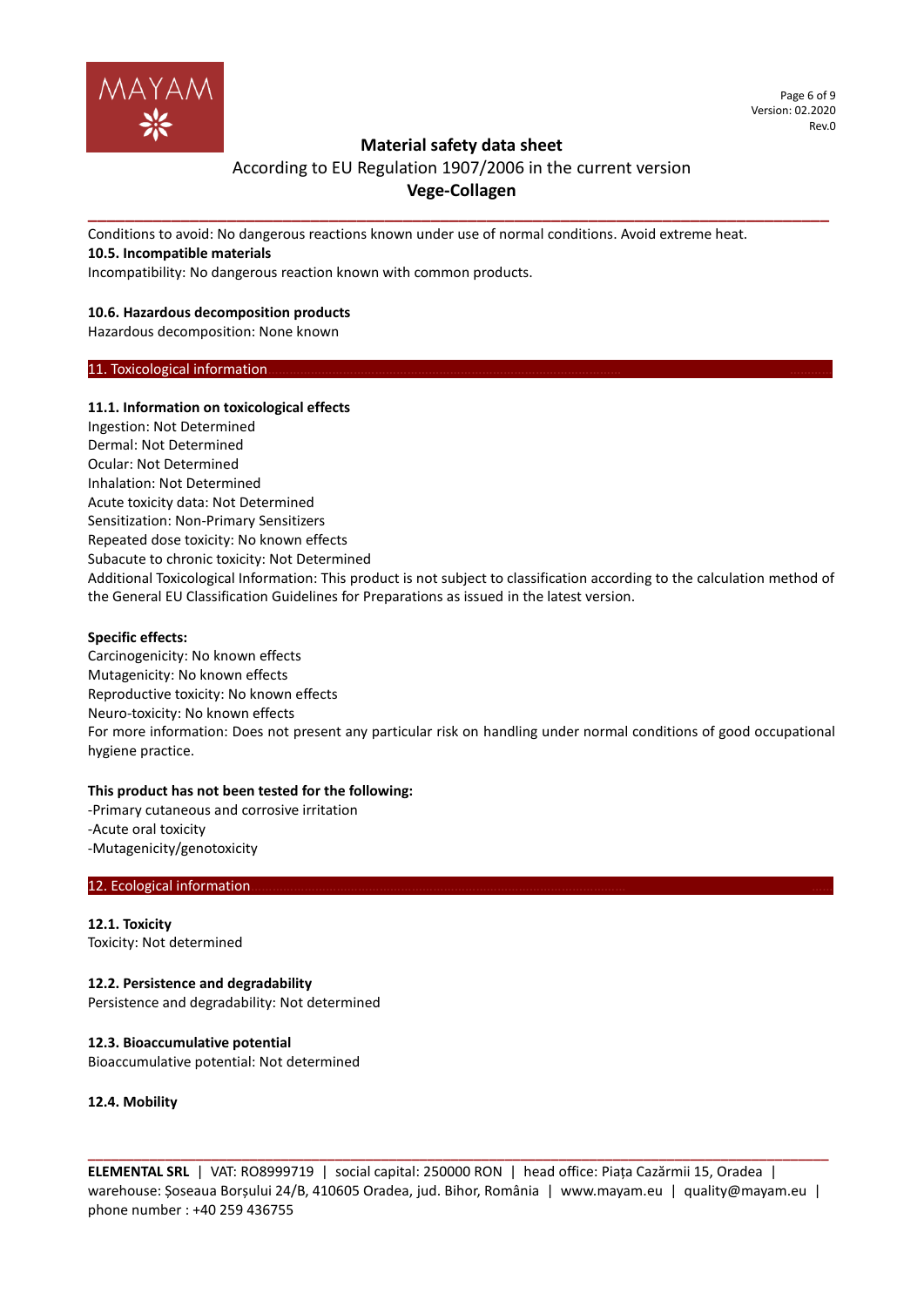Conditions to avoid: No dangerous reactions known under use of normal conditions. Avoid extreme heat.

**10.5. Incompatible materials**

Incompatibility: No dangerous reaction known with common products.

**10.6. Hazardous decomposition products**

Hazardous decomposition: None known

## 11. Toxicological information

**11.1. Information on toxicological effects**

Ingestion: Not Determined
Dermal: Not Determined
Ocular: Not Determined
Inhalation: Not Determined
Acute toxicity data: Not Determined
Sensitization: Non-Primary Sensitizers
Repeated dose toxicity: No known effects
Subacute to chronic toxicity: Not Determined
Additional Toxicological Information: This product is not subject to classification according to the calculation method of the General EU Classification Guidelines for Preparations as issued in the latest version.

**Specific effects:**

Carcinogenicity: No known effects
Mutagenicity: No known effects
Reproductive toxicity: No known effects
Neuro-toxicity: No known effects
For more information: Does not present any particular risk on handling under normal conditions of good occupational hygiene practice.

**This product has not been tested for the following:**

-Primary cutaneous and corrosive irritation
-Acute oral toxicity
-Mutagenicity/genotoxicity

## 12. Ecological information

**12.1. Toxicity**

Toxicity: Not determined

**12.2. Persistence and degradability**

Persistence and degradability: Not determined

**12.3. Bioaccumulative potential**

Bioaccumulative potential: Not determined

**12.4. Mobility**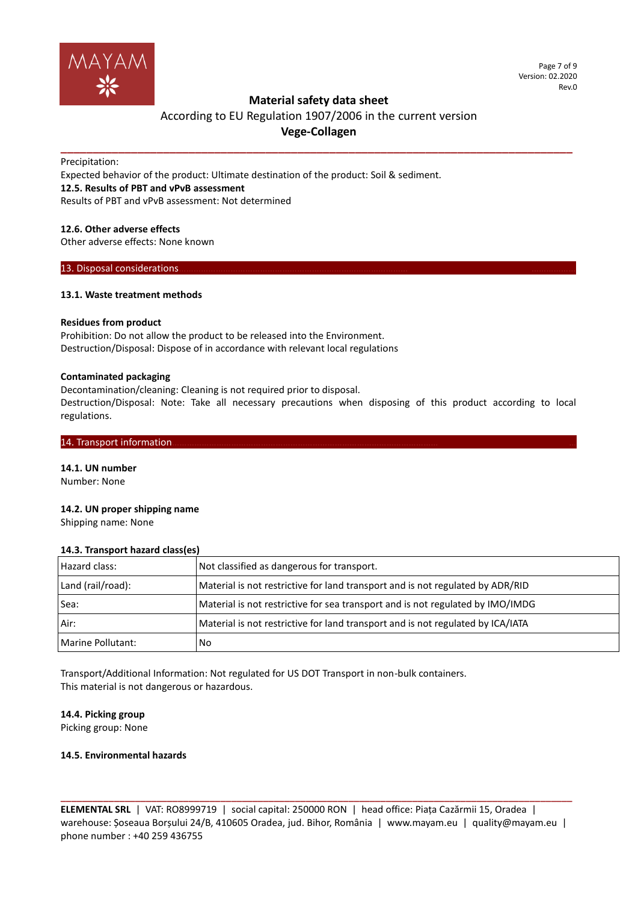Precipitation:

Expected behavior of the product: Ultimate destination of the product: Soil & sediment.

**12.5. Results of PBT and vPvB assessment**

Results of PBT and vPvB assessment: Not determined

**12.6. Other adverse effects**

Other adverse effects: None known

## 13. Disposal considerations

**13.1. Waste treatment methods**

**Residues from product**

Prohibition: Do not allow the product to be released into the Environment.

Destruction/Disposal: Dispose of in accordance with relevant local regulations

**Contaminated packaging**

Decontamination/cleaning: Cleaning is not required prior to disposal.

Destruction/Disposal: Note: Take all necessary precautions when disposing of this product according to local regulations.

## 14. Transport information

**14.1. UN number**

Number: None

**14.2. UN proper shipping name**

Shipping name: None

**14.3. Transport hazard class(es)**

| Hazard class: | Not classified as dangerous for transport. |
|---|---|
| Land (rail/road): | Material is not restrictive for land transport and is not regulated by ADR/RID |
| Sea: | Material is not restrictive for sea transport and is not regulated by IMO/IMDG |
| Air: | Material is not restrictive for land transport and is not regulated by ICA/IATA |
| Marine Pollutant: | No |

Transport/Additional Information: Not regulated for US DOT Transport in non-bulk containers.

This material is not dangerous or hazardous.

**14.4. Picking group**

Picking group: None

**14.5. Environmental hazards**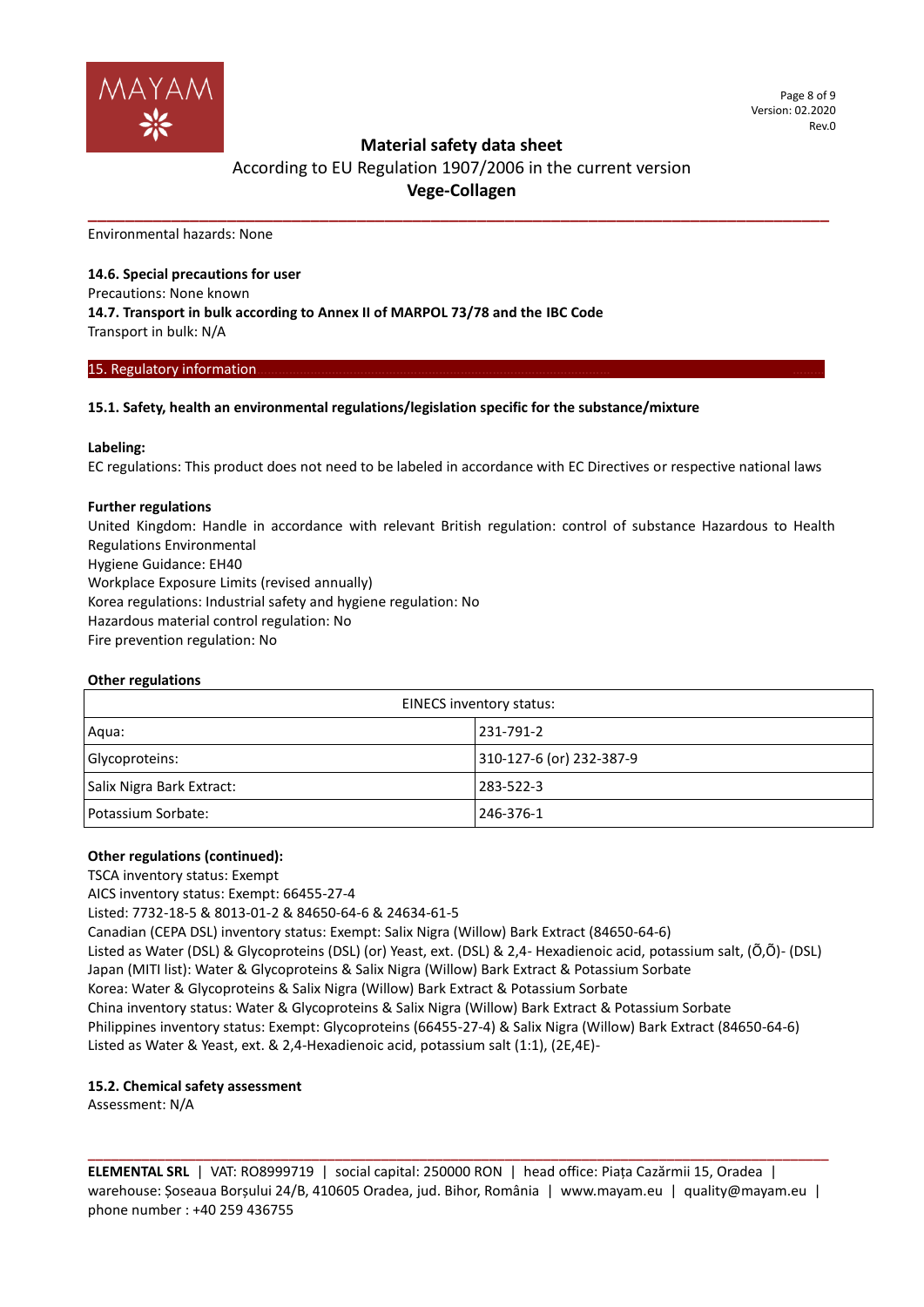Environmental hazards: None

**14.6. Special precautions for user**
Precautions: None known
**14.7. Transport in bulk according to Annex II of MARPOL 73/78 and the IBC Code**
Transport in bulk: N/A

## 15. Regulatory information

**15.1. Safety, health an environmental regulations/legislation specific for the substance/mixture**

**Labeling:**
EC regulations: This product does not need to be labeled in accordance with EC Directives or respective national laws

**Further regulations**
United Kingdom: Handle in accordance with relevant British regulation: control of substance Hazardous to Health Regulations Environmental
Hygiene Guidance: EH40
Workplace Exposure Limits (revised annually)
Korea regulations: Industrial safety and hygiene regulation: No
Hazardous material control regulation: No
Fire prevention regulation: No

**Other regulations**

| EINECS inventory status: | |
|---|---|
| Aqua: | 231-791-2 |
| Glycoproteins: | 310-127-6 (or) 232-387-9 |
| Salix Nigra Bark Extract: | 283-522-3 |
| Potassium Sorbate: | 246-376-1 |

**Other regulations (continued):**
TSCA inventory status: Exempt
AICS inventory status: Exempt: 66455-27-4
Listed: 7732-18-5 & 8013-01-2 & 84650-64-6 & 24634-61-5
Canadian (CEPA DSL) inventory status: Exempt: Salix Nigra (Willow) Bark Extract (84650-64-6)
Listed as Water (DSL) & Glycoproteins (DSL) (or) Yeast, ext. (DSL) & 2,4- Hexadienoic acid, potassium salt, (Õ,Õ)- (DSL)
Japan (MITI list): Water & Glycoproteins & Salix Nigra (Willow) Bark Extract & Potassium Sorbate
Korea: Water & Glycoproteins & Salix Nigra (Willow) Bark Extract & Potassium Sorbate
China inventory status: Water & Glycoproteins & Salix Nigra (Willow) Bark Extract & Potassium Sorbate
Philippines inventory status: Exempt: Glycoproteins (66455-27-4) & Salix Nigra (Willow) Bark Extract (84650-64-6)
Listed as Water & Yeast, ext. & 2,4-Hexadienoic acid, potassium salt (1:1), (2E,4E)-

**15.2. Chemical safety assessment**
Assessment: N/A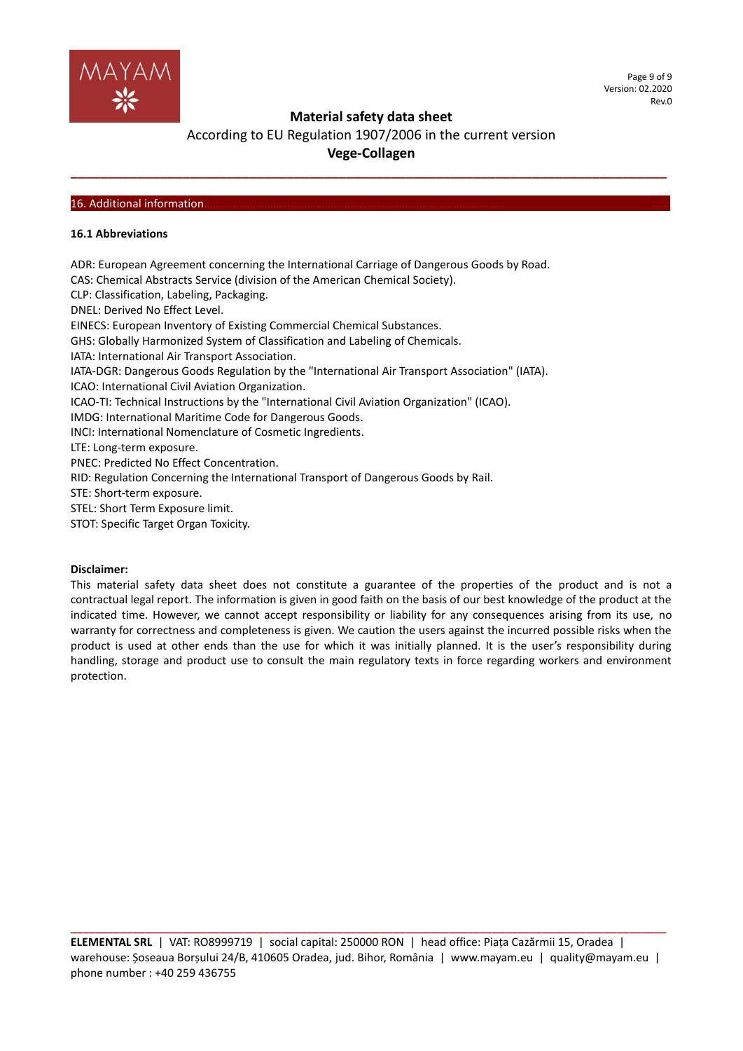## 16. Additional information

### 16.1 Abbreviations

ADR: European Agreement concerning the International Carriage of Dangerous Goods by Road.
CAS: Chemical Abstracts Service (division of the American Chemical Society).
CLP: Classification, Labeling, Packaging.
DNEL: Derived No Effect Level.
EINECS: European Inventory of Existing Commercial Chemical Substances.
GHS: Globally Harmonized System of Classification and Labeling of Chemicals.
IATA: International Air Transport Association.
IATA-DGR: Dangerous Goods Regulation by the "International Air Transport Association" (IATA).
ICAO: International Civil Aviation Organization.
ICAO-TI: Technical Instructions by the "International Civil Aviation Organization" (ICAO).
IMDG: International Maritime Code for Dangerous Goods.
INCI: International Nomenclature of Cosmetic Ingredients.
LTE: Long-term exposure.
PNEC: Predicted No Effect Concentration.
RID: Regulation Concerning the International Transport of Dangerous Goods by Rail.
STE: Short-term exposure.
STEL: Short Term Exposure limit.
STOT: Specific Target Organ Toxicity.

**Disclaimer:**

This material safety data sheet does not constitute a guarantee of the properties of the product and is not a contractual legal report. The information is given in good faith on the basis of our best knowledge of the product at the indicated time. However, we cannot accept responsibility or liability for any consequences arising from its use, no warranty for correctness and completeness is given. We caution the users against the incurred possible risks when the product is used at other ends than the use for which it was initially planned. It is the user's responsibility during handling, storage and product use to consult the main regulatory texts in force regarding workers and environment protection.